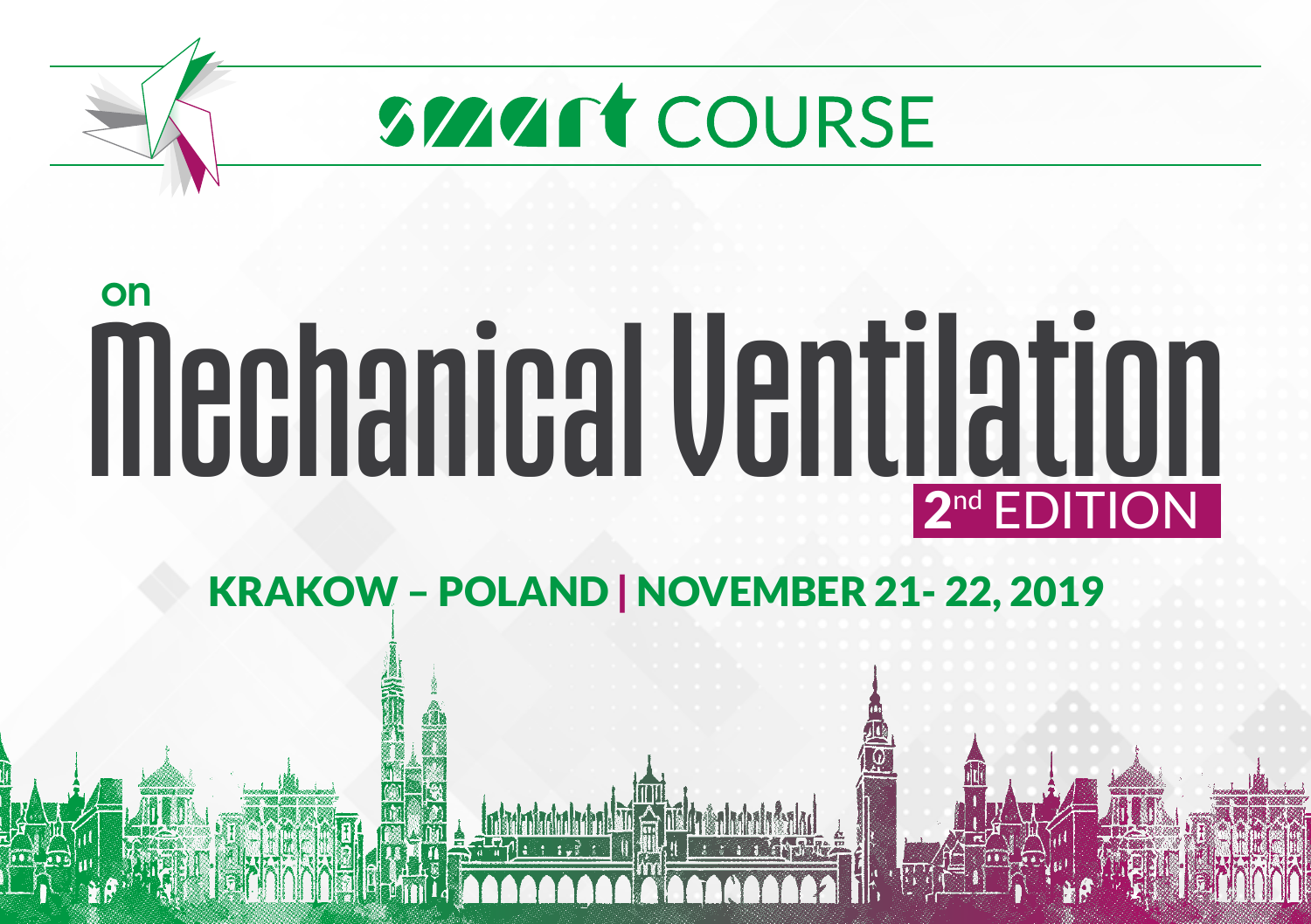# smart COURSE

## on Mechanical Ventilation

**2nd EDITION**

**KRAKOW – POLAND | NOVEMBER 21- 22, 2019**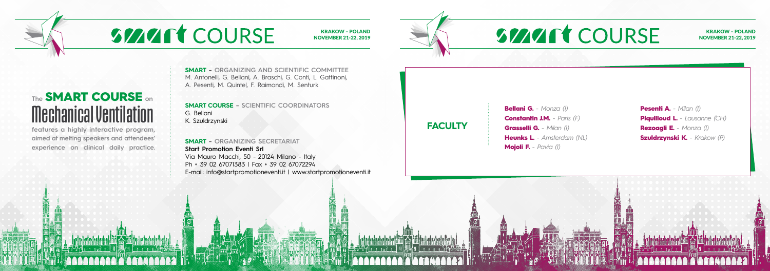# SMART COURSE

KRAKOW - POLAND
NOVEMBER 21-22, 2019

## The SMART COURSE on Mechanical Ventilation

features a highly interactive program, aimed at melting speakers and attendees' experience on clinical daily practice.

**SMART - ORGANIZING AND SCIENTIFIC COMMITTEE**
M. Antonelli, G. Bellani, A. Braschi, G. Conti, L. Gattinoni, A. Pesenti, M. Quintel, F. Raimondi, M. Senturk

**SMART COURSE - SCIENTIFIC COORDINATORS**
G. Bellani
K. Szuldrzynski

**SMART - ORGANIZING SECRETARIAT**
**Start Promotion Eventi Srl**
Via Mauro Macchi, 50 - 20124 Milano - Italy
Ph + 39 02 67071383 | Fax + 39 02 67072294
E-mail: info@startpromotioneventi.it | www.startpromotioneventi.it

# SMART COURSE

KRAKOW - POLAND
NOVEMBER 21-22, 2019

## FACULTY

**Bellani G.** - *Monza (I)*
**Constantin J.M.** - *Paris (F)*
**Grasselli G.** - *Milan (I)*
**Heunks L.** - *Amsterdam (NL)*
**Mojoli F.** - *Pavia (I)*
**Pesenti A.** - *Milan (I)*
**Piquilloud L.** - *Lausanne (CH)*
**Rezoagli E.** - *Monza (I)*
**Szuldrzynski K.** - *Krakow (P)*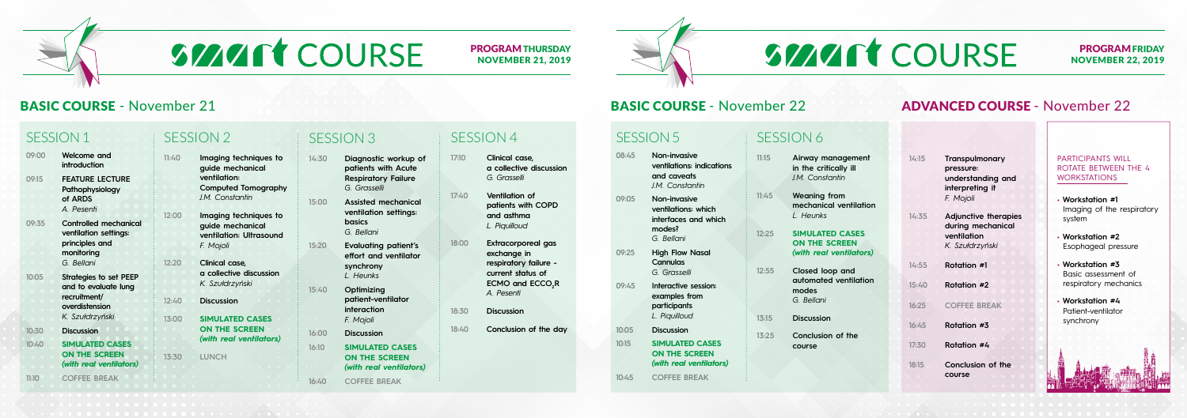# SMART COURSE

**PROGRAM THURSDAY NOVEMBER 21, 2019**

## BASIC COURSE - November 21

### SESSION 1

**09:00** **Welcome and introduction**

**09:15** **FEATURE LECTURE Pathophysiology of ARDS**
*A. Pesenti*

**09:35** **Controlled mechanical ventilation settings: principles and monitoring**
*G. Bellani*

**10:05** **Strategies to set PEEP and to evaluate lung recruitment/ overdistension**
*K. Szułdrzyński*

**10:30** **Discussion**

**10:40** **SIMULATED CASES ON THE SCREEN** ***(with real ventilators)***

**11:10** COFFEE BREAK

### SESSION 2

**11:40** **Imaging techniques to guide mechanical ventilation: Computed Tomography**
*J.M. Constantin*

**12:00** **Imaging techniques to guide mechanical ventilation: Ultrasound**
*F. Mojoli*

**12:20** **Clinical case, a collective discussion**
*K. Szułdrzyński*

**12:40** **Discussion**

**13:00** **SIMULATED CASES ON THE SCREEN** ***(with real ventilators)***

**13:30** LUNCH

### SESSION 3

**14:30** **Diagnostic workup of patients with Acute Respiratory Failure**
*G. Grasselli*

**15:00** **Assisted mechanical ventilation settings: basics**
*G. Bellani*

**15:20** **Evaluating patient's effort and ventilator synchrony**
*L. Heunks*

**15:40** **Optimizing patient-ventilator interaction**
*F. Mojoli*

**16:00** **Discussion**

**16:10** **SIMULATED CASES ON THE SCREEN** ***(with real ventilators)***

**16:40** COFFEE BREAK

### SESSION 4

**17:10** **Clinical case, a collective discussion**
*G. Grasselli*

**17:40** **Ventilation of patients with COPD and asthma**
*L. Piquilloud*

**18:00** **Extracorporeal gas exchange in respiratory failure - current status of ECMO and $ECCO_2R$**
*A. Pesenti*

**18:30** **Discussion**

**18:40** **Conclusion of the day**

# SMART COURSE

**PROGRAM FRIDAY NOVEMBER 22, 2019**

## BASIC COURSE - November 22

### SESSION 5

**08:45** **Non-invasive ventilations: indications and caveats**
*J.M. Constantin*

**09:05** **Non-invasive ventilations: which interfaces and which modes?**
*G. Bellani*

**09:25** **High Flow Nasal Cannulas**
*G. Grasselli*

**09:45** **Interactive session: examples from participants**
*L. Piquilloud*

**10:05** **Discussion**

**10:15** **SIMULATED CASES ON THE SCREEN** ***(with real ventilators)***

**10:45** COFFEE BREAK

### SESSION 6

**11:15** **Airway management in the critically ill**
*J.M. Constantin*

**11:45** **Weaning from mechanical ventilation**
*L. Heunks*

**12:25** **SIMULATED CASES ON THE SCREEN** ***(with real ventilators)***

**12:55** **Closed loop and automated ventilation modes**
*G. Bellani*

**13:15** **Discussion**

**13:25** **Conclusion of the course**

## ADVANCED COURSE - November 22

**14:15** **Transpulmonary pressure: understanding and interpreting it**
*F. Mojoli*

**14:35** **Adjunctive therapies during mechanical ventilation**
*K. Szułdrzyński*

**14:55** **Rotation #1**

**15:40** **Rotation #2**

**16:25** COFFEE BREAK

**16:45** **Rotation #3**

**17:30** **Rotation #4**

**18:15** **Conclusion of the course**

PARTICIPANTS WILL ROTATE BETWEEN THE 4 WORKSTATIONS

- **Workstation #1**
  Imaging of the respiratory system
- **Workstation #2**
  Esophageal pressure
- **Workstation #3**
  Basic assessment of respiratory mechanics
- **Workstation #4**
  Patient-ventilator synchrony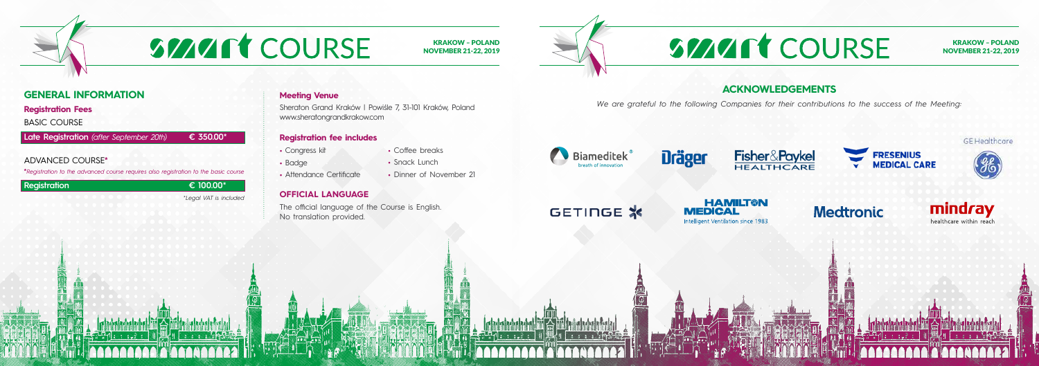# SMART COURSE

KRAKOW – POLAND
NOVEMBER 21-22, 2019

## GENERAL INFORMATION

### Registration Fees

BASIC COURSE

| Late Registration *(after September 20th)* | € 350.00* |
| --- | --- |

ADVANCED COURSE*

**Registration to the advanced course requires also registration to the basic course*

| Registration | € 100.00* |
| --- | --- |

**Legal VAT is included*

### Meeting Venue

Sheraton Grand Kraków | Powiśle 7, 31-101 Kraków, Poland
www.sheratongrandkrakow.com

### Registration fee includes

- Congress kit
- Badge
- Attendance Certificate
- Coffee breaks
- Snack Lunch
- Dinner of November 21

### OFFICIAL LANGUAGE

The official language of the Course is English.
No translation provided.

# SMART COURSE

KRAKOW – POLAND
NOVEMBER 21-22, 2019

## ACKNOWLEDGEMENTS

*We are grateful to the following Companies for their contributions to the success of the Meeting:*

Biameditek® breath of innovation

Dräger

Fisher&Paykel HEALTHCARE

FRESENIUS MEDICAL CARE

GE Healthcare

GETINGE

HAMILTON MEDICAL Intelligent Ventilation since 1983

Medtronic

mindray healthcare within reach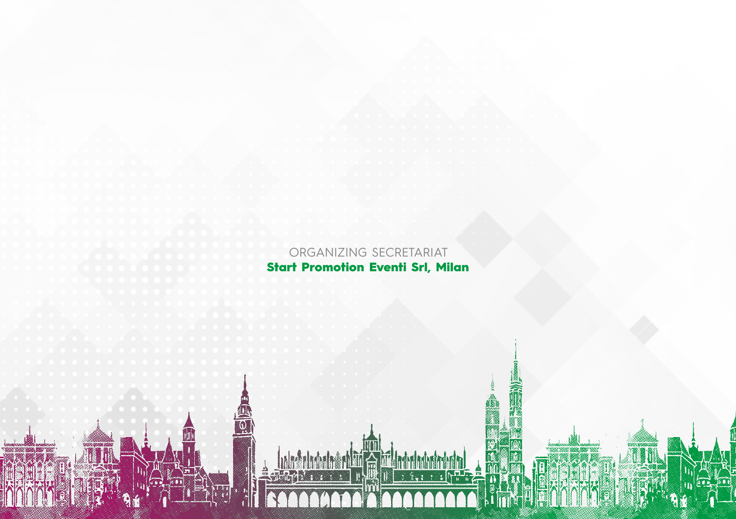ORGANIZING SECRETARIAT

**Start Promotion Eventi Srl, Milan**